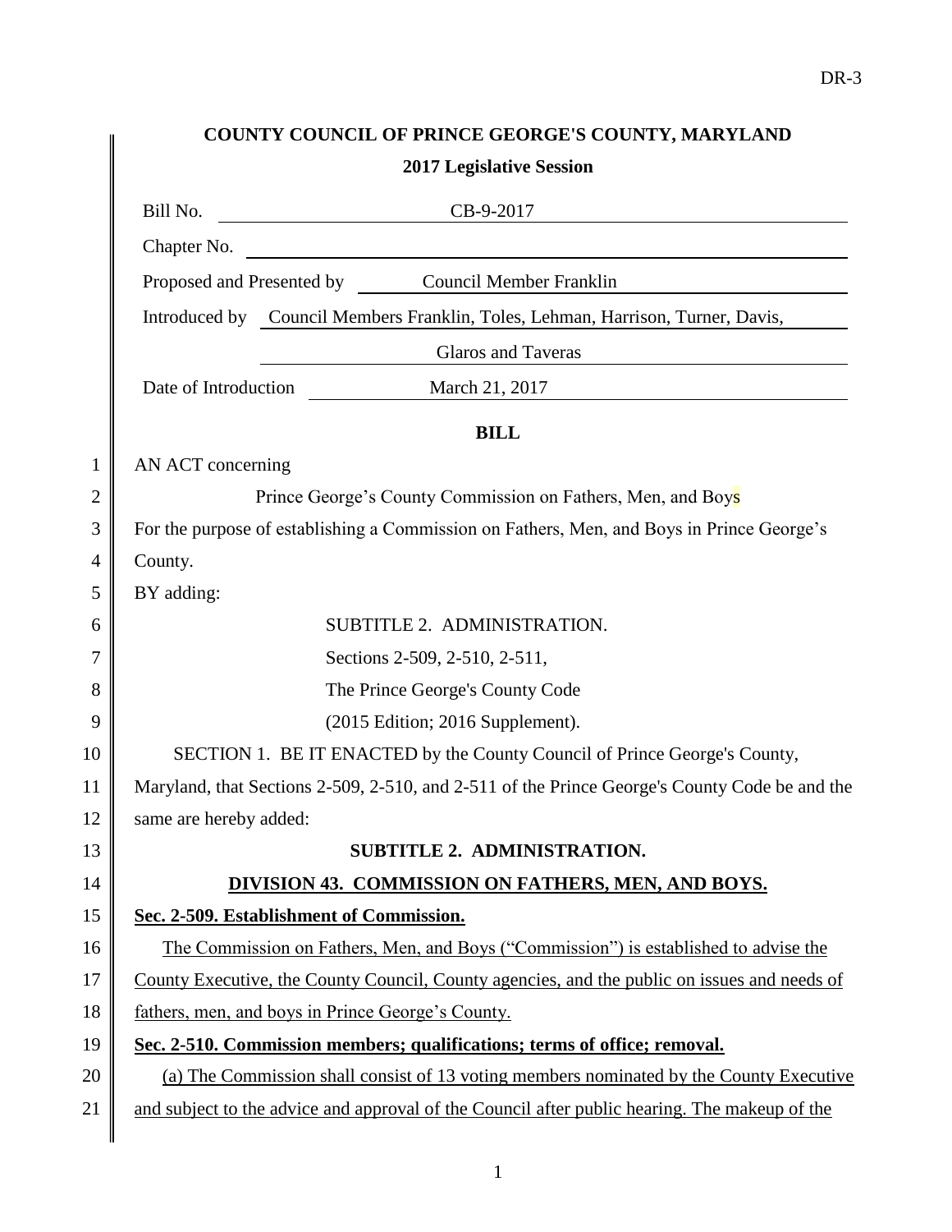## COUNTY COUNCIL OF PRINCE GEORGE'S COUNTY, MARYLAND

**2017 Legislative Session**

Bill No. CB-9-2017

Chapter No.

Proposed and Presented by Council Member Franklin

Introduced by Council Members Franklin, Toles, Lehman, Harrison, Turner, Davis, Glaros and Taveras

Date of Introduction March 21, 2017

**BILL**

AN ACT concerning

Prince George's County Commission on Fathers, Men, and Boys

For the purpose of establishing a Commission on Fathers, Men, and Boys in Prince George's County.

BY adding:

SUBTITLE 2. ADMINISTRATION.

Sections 2-509, 2-510, 2-511,

The Prince George's County Code

(2015 Edition; 2016 Supplement).

SECTION 1. BE IT ENACTED by the County Council of Prince George's County, Maryland, that Sections 2-509, 2-510, and 2-511 of the Prince George's County Code be and the same are hereby added:

**SUBTITLE 2. ADMINISTRATION.**

**DIVISION 43. COMMISSION ON FATHERS, MEN, AND BOYS.**

**Sec. 2-509. Establishment of Commission.**

The Commission on Fathers, Men, and Boys ("Commission") is established to advise the County Executive, the County Council, County agencies, and the public on issues and needs of fathers, men, and boys in Prince George's County.

**Sec. 2-510. Commission members; qualifications; terms of office; removal.**

(a) The Commission shall consist of 13 voting members nominated by the County Executive and subject to the advice and approval of the Council after public hearing. The makeup of the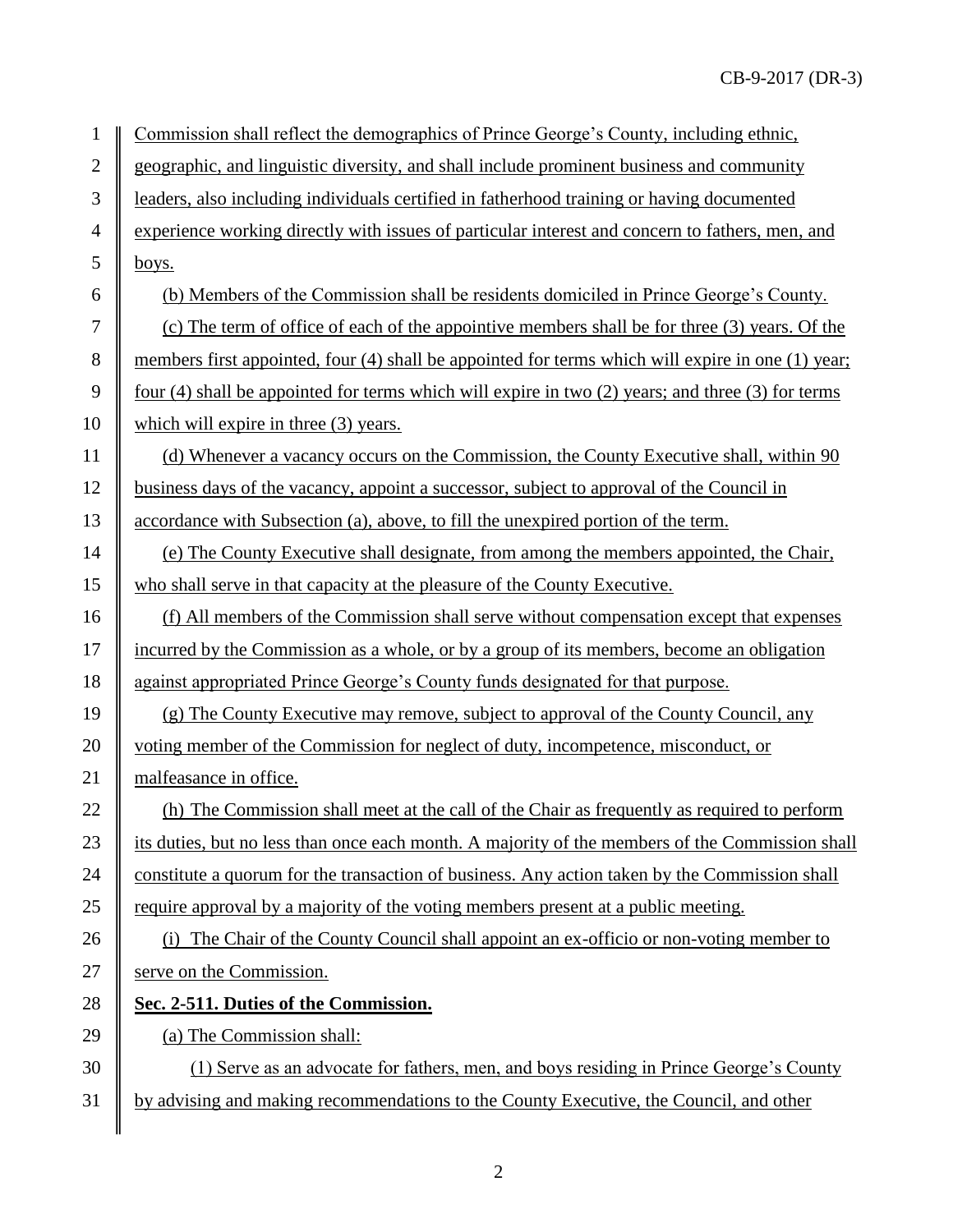Commission shall reflect the demographics of Prince George's County, including ethnic, geographic, and linguistic diversity, and shall include prominent business and community leaders, also including individuals certified in fatherhood training or having documented experience working directly with issues of particular interest and concern to fathers, men, and boys.

(b) Members of the Commission shall be residents domiciled in Prince George's County.

(c) The term of office of each of the appointive members shall be for three (3) years. Of the members first appointed, four (4) shall be appointed for terms which will expire in one (1) year; four (4) shall be appointed for terms which will expire in two (2) years; and three (3) for terms which will expire in three (3) years.

(d) Whenever a vacancy occurs on the Commission, the County Executive shall, within 90 business days of the vacancy, appoint a successor, subject to approval of the Council in accordance with Subsection (a), above, to fill the unexpired portion of the term.

(e) The County Executive shall designate, from among the members appointed, the Chair, who shall serve in that capacity at the pleasure of the County Executive.

(f) All members of the Commission shall serve without compensation except that expenses incurred by the Commission as a whole, or by a group of its members, become an obligation against appropriated Prince George's County funds designated for that purpose.

(g) The County Executive may remove, subject to approval of the County Council, any voting member of the Commission for neglect of duty, incompetence, misconduct, or malfeasance in office.

(h) The Commission shall meet at the call of the Chair as frequently as required to perform its duties, but no less than once each month. A majority of the members of the Commission shall constitute a quorum for the transaction of business. Any action taken by the Commission shall require approval by a majority of the voting members present at a public meeting.

(i) The Chair of the County Council shall appoint an ex-officio or non-voting member to serve on the Commission.

**Sec. 2-511. Duties of the Commission.**

(a) The Commission shall:

(1) Serve as an advocate for fathers, men, and boys residing in Prince George's County by advising and making recommendations to the County Executive, the Council, and other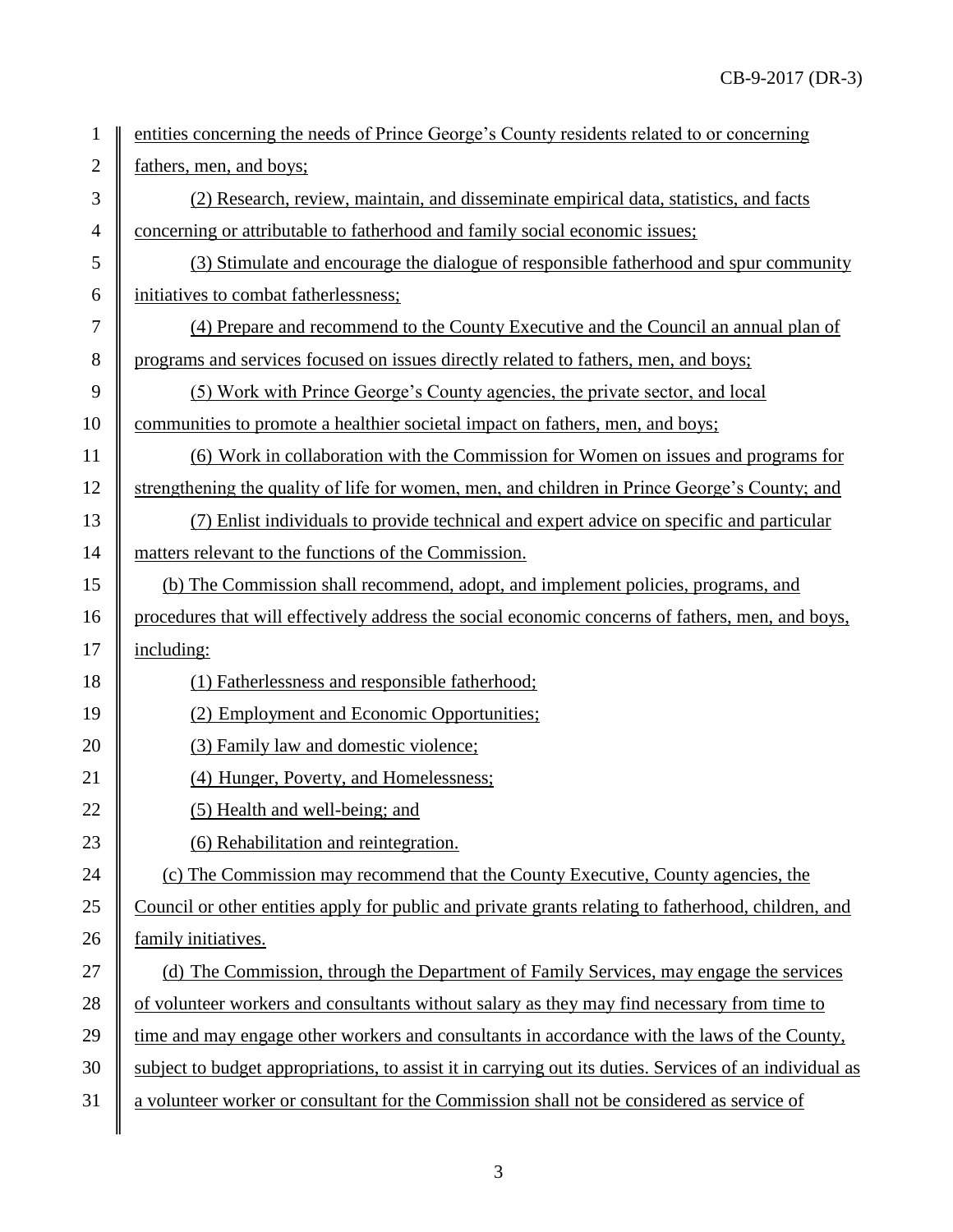entities concerning the needs of Prince George's County residents related to or concerning fathers, men, and boys;

(2) Research, review, maintain, and disseminate empirical data, statistics, and facts concerning or attributable to fatherhood and family social economic issues;

(3) Stimulate and encourage the dialogue of responsible fatherhood and spur community initiatives to combat fatherlessness;

(4) Prepare and recommend to the County Executive and the Council an annual plan of programs and services focused on issues directly related to fathers, men, and boys;

(5) Work with Prince George's County agencies, the private sector, and local communities to promote a healthier societal impact on fathers, men, and boys;

(6) Work in collaboration with the Commission for Women on issues and programs for strengthening the quality of life for women, men, and children in Prince George's County; and

(7) Enlist individuals to provide technical and expert advice on specific and particular matters relevant to the functions of the Commission.

(b) The Commission shall recommend, adopt, and implement policies, programs, and procedures that will effectively address the social economic concerns of fathers, men, and boys, including:

(1) Fatherlessness and responsible fatherhood;

(2) Employment and Economic Opportunities;

(3) Family law and domestic violence;

(4) Hunger, Poverty, and Homelessness;

(5) Health and well-being; and

(6) Rehabilitation and reintegration.

(c) The Commission may recommend that the County Executive, County agencies, the Council or other entities apply for public and private grants relating to fatherhood, children, and family initiatives.

(d) The Commission, through the Department of Family Services, may engage the services of volunteer workers and consultants without salary as they may find necessary from time to time and may engage other workers and consultants in accordance with the laws of the County, subject to budget appropriations, to assist it in carrying out its duties. Services of an individual as a volunteer worker or consultant for the Commission shall not be considered as service of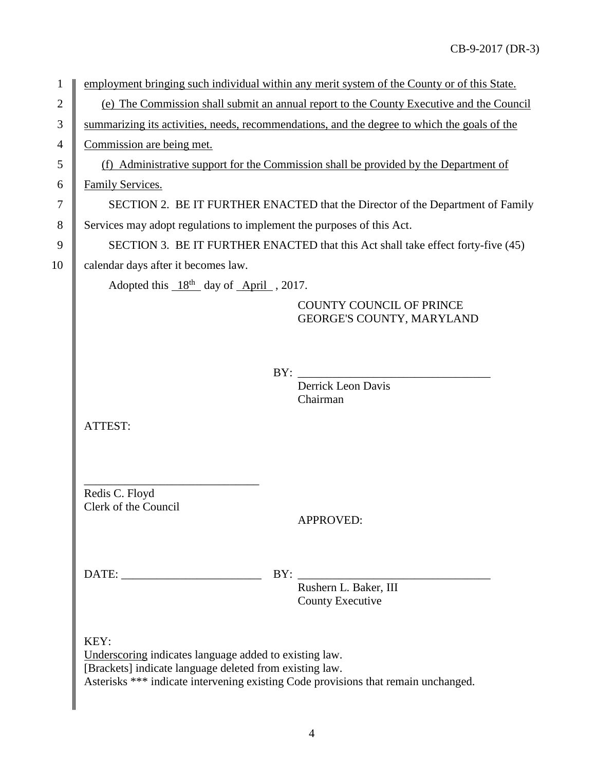employment bringing such individual within any merit system of the County or of this State.

(e) The Commission shall submit an annual report to the County Executive and the Council summarizing its activities, needs, recommendations, and the degree to which the goals of the Commission are being met.

(f) Administrative support for the Commission shall be provided by the Department of Family Services.

SECTION 2. BE IT FURTHER ENACTED that the Director of the Department of Family Services may adopt regulations to implement the purposes of this Act.

SECTION 3. BE IT FURTHER ENACTED that this Act shall take effect forty-five (45) calendar days after it becomes law.

Adopted this 18th day of April, 2017.

COUNTY COUNCIL OF PRINCE GEORGE'S COUNTY, MARYLAND

BY: ________________________________
Derrick Leon Davis
Chairman

ATTEST:

______________________________
Redis C. Floyd
Clerk of the Council

APPROVED:

DATE: ________________________ BY: ________________________________
Rushern L. Baker, III
County Executive

KEY:
Underscoring indicates language added to existing law.
[Brackets] indicate language deleted from existing law.
Asterisks *** indicate intervening existing Code provisions that remain unchanged.